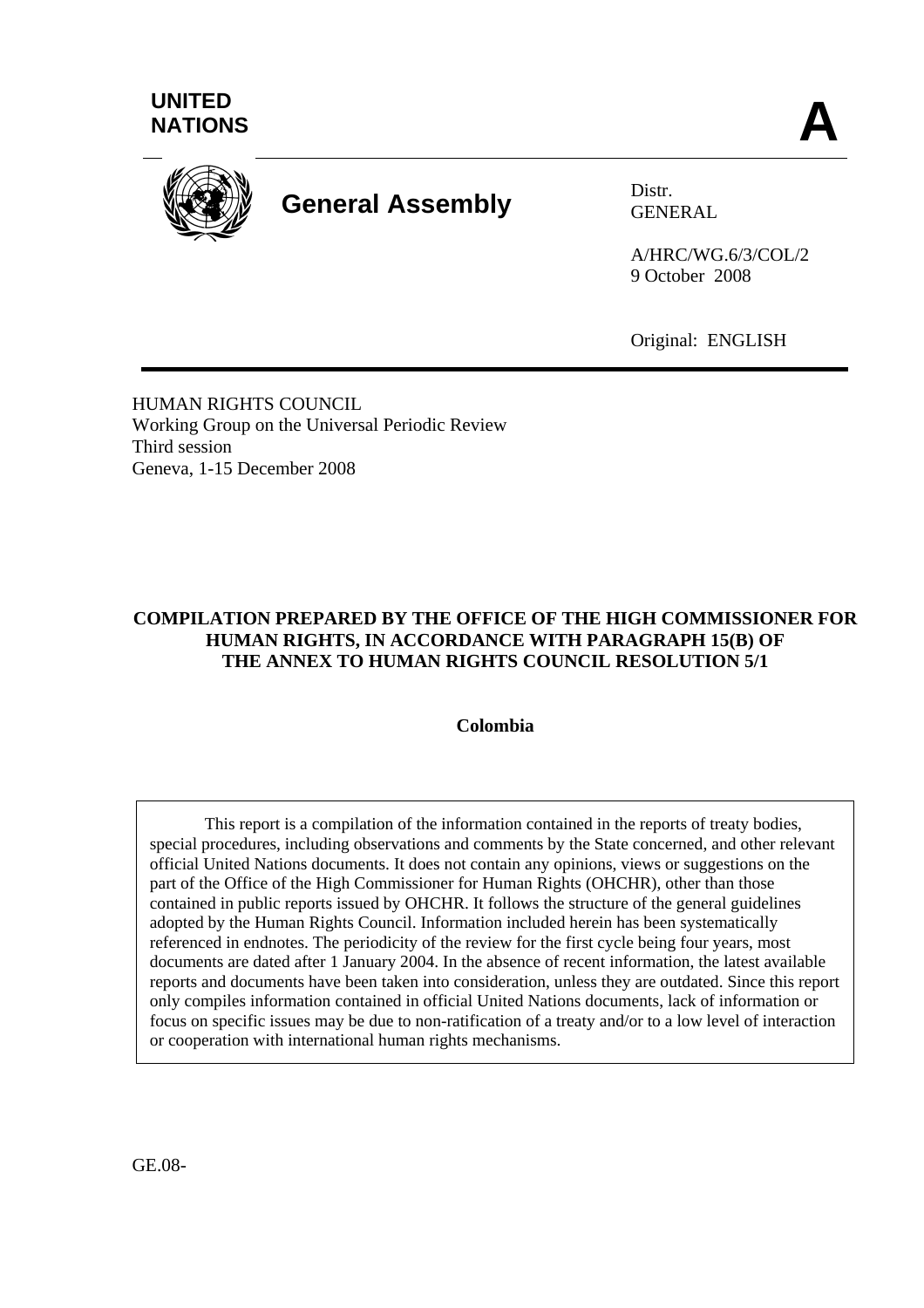**UNITED NATIONS**

**A**

# General Assembly

Distr.
GENERAL

A/HRC/WG.6/3/COL/2
9 October 2008

Original: ENGLISH

HUMAN RIGHTS COUNCIL
Working Group on the Universal Periodic Review
Third session
Geneva, 1-15 December 2008

**COMPILATION PREPARED BY THE OFFICE OF THE HIGH COMMISSIONER FOR HUMAN RIGHTS, IN ACCORDANCE WITH PARAGRAPH 15(B) OF THE ANNEX TO HUMAN RIGHTS COUNCIL RESOLUTION 5/1**

**Colombia**

This report is a compilation of the information contained in the reports of treaty bodies, special procedures, including observations and comments by the State concerned, and other relevant official United Nations documents. It does not contain any opinions, views or suggestions on the part of the Office of the High Commissioner for Human Rights (OHCHR), other than those contained in public reports issued by OHCHR. It follows the structure of the general guidelines adopted by the Human Rights Council. Information included herein has been systematically referenced in endnotes. The periodicity of the review for the first cycle being four years, most documents are dated after 1 January 2004. In the absence of recent information, the latest available reports and documents have been taken into consideration, unless they are outdated. Since this report only compiles information contained in official United Nations documents, lack of information or focus on specific issues may be due to non-ratification of a treaty and/or to a low level of interaction or cooperation with international human rights mechanisms.

GE.08-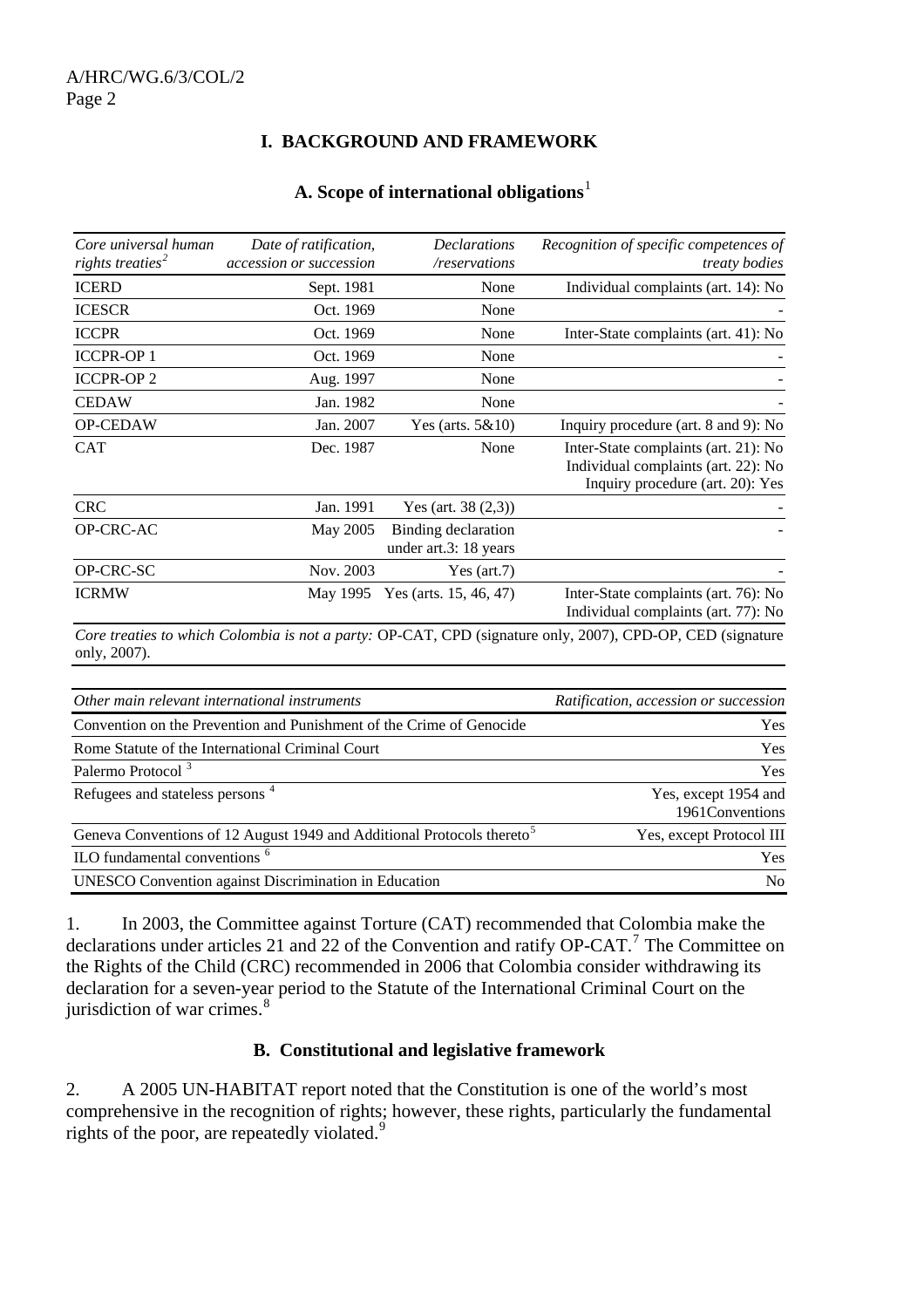## I. BACKGROUND AND FRAMEWORK

### A. Scope of international obligations[1]

| *Core universal human rights treaties*[2] | *Date of ratification, accession or succession* | *Declarations /reservations* | *Recognition of specific competences of treaty bodies* |
|---|---|---|---|
| ICERD | Sept. 1981 | None | Individual complaints (art. 14): No |
| ICESCR | Oct. 1969 | None | - |
| ICCPR | Oct. 1969 | None | Inter-State complaints (art. 41): No |
| ICCPR-OP 1 | Oct. 1969 | None | - |
| ICCPR-OP 2 | Aug. 1997 | None | - |
| CEDAW | Jan. 1982 | None | - |
| OP-CEDAW | Jan. 2007 | Yes (arts. 5&10) | Inquiry procedure (art. 8 and 9): No |
| CAT | Dec. 1987 | None | Inter-State complaints (art. 21): No<br>Individual complaints (art. 22): No<br>Inquiry procedure (art. 20): Yes |
| CRC | Jan. 1991 | Yes (art. 38 (2,3)) | - |
| OP-CRC-AC | May 2005 | Binding declaration under art.3: 18 years | - |
| OP-CRC-SC | Nov. 2003 | Yes (art.7) | - |
| ICRMW | May 1995 | Yes (arts. 15, 46, 47) | Inter-State complaints (art. 76): No<br>Individual complaints (art. 77): No |

*Core treaties to which Colombia is not a party:* OP-CAT, CPD (signature only, 2007), CPD-OP, CED (signature only, 2007).

| *Other main relevant international instruments* | *Ratification, accession or succession* |
|---|---|
| Convention on the Prevention and Punishment of the Crime of Genocide | Yes |
| Rome Statute of the International Criminal Court | Yes |
| Palermo Protocol [3] | Yes |
| Refugees and stateless persons [4] | Yes, except 1954 and 1961Conventions |
| Geneva Conventions of 12 August 1949 and Additional Protocols thereto[5] | Yes, except Protocol III |
| ILO fundamental conventions [6] | Yes |
| UNESCO Convention against Discrimination in Education | No |

1. In 2003, the Committee against Torture (CAT) recommended that Colombia make the declarations under articles 21 and 22 of the Convention and ratify OP-CAT.[7] The Committee on the Rights of the Child (CRC) recommended in 2006 that Colombia consider withdrawing its declaration for a seven-year period to the Statute of the International Criminal Court on the jurisdiction of war crimes.[8]

### B. Constitutional and legislative framework

2. A 2005 UN-HABITAT report noted that the Constitution is one of the world's most comprehensive in the recognition of rights; however, these rights, particularly the fundamental rights of the poor, are repeatedly violated.[9]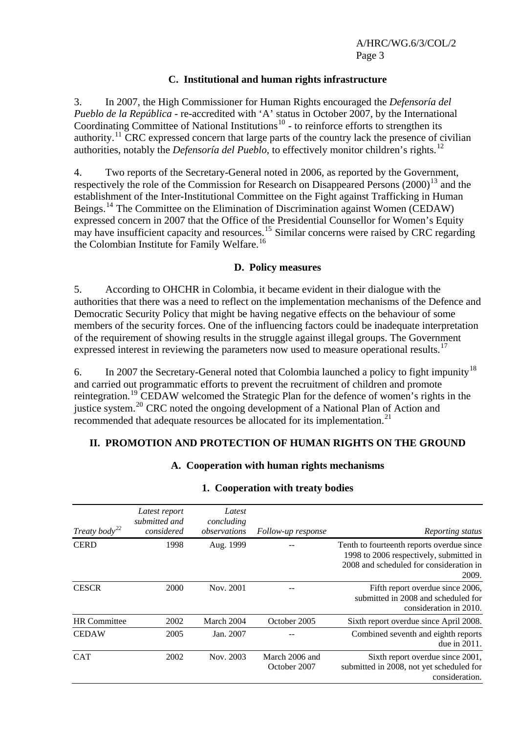### C. Institutional and human rights infrastructure

3. In 2007, the High Commissioner for Human Rights encouraged the *Defensoría del Pueblo de la República* - re-accredited with 'A' status in October 2007, by the International Coordinating Committee of National Institutions[10] - to reinforce efforts to strengthen its authority.[11] CRC expressed concern that large parts of the country lack the presence of civilian authorities, notably the *Defensoría del Pueblo*, to effectively monitor children's rights.[12]

4. Two reports of the Secretary-General noted in 2006, as reported by the Government, respectively the role of the Commission for Research on Disappeared Persons (2000)[13] and the establishment of the Inter-Institutional Committee on the Fight against Trafficking in Human Beings.[14] The Committee on the Elimination of Discrimination against Women (CEDAW) expressed concern in 2007 that the Office of the Presidential Counsellor for Women's Equity may have insufficient capacity and resources.[15] Similar concerns were raised by CRC regarding the Colombian Institute for Family Welfare.[16]

### D. Policy measures

5. According to OHCHR in Colombia, it became evident in their dialogue with the authorities that there was a need to reflect on the implementation mechanisms of the Defence and Democratic Security Policy that might be having negative effects on the behaviour of some members of the security forces. One of the influencing factors could be inadequate interpretation of the requirement of showing results in the struggle against illegal groups. The Government expressed interest in reviewing the parameters now used to measure operational results.[17]

6. In 2007 the Secretary-General noted that Colombia launched a policy to fight impunity[18] and carried out programmatic efforts to prevent the recruitment of children and promote reintegration.[19] CEDAW welcomed the Strategic Plan for the defence of women's rights in the justice system.[20] CRC noted the ongoing development of a National Plan of Action and recommended that adequate resources be allocated for its implementation.[21]

## II. PROMOTION AND PROTECTION OF HUMAN RIGHTS ON THE GROUND

### A. Cooperation with human rights mechanisms

#### 1. Cooperation with treaty bodies

| *Treaty body*[22] | *Latest report submitted and considered* | *Latest concluding observations* | *Follow-up response* | *Reporting status* |
|---|---|---|---|---|
| CERD | 1998 | Aug. 1999 | -- | Tenth to fourteenth reports overdue since 1998 to 2006 respectively, submitted in 2008 and scheduled for consideration in 2009. |
| CESCR | 2000 | Nov. 2001 | -- | Fifth report overdue since 2006, submitted in 2008 and scheduled for consideration in 2010. |
| HR Committee | 2002 | March 2004 | October 2005 | Sixth report overdue since April 2008. |
| CEDAW | 2005 | Jan. 2007 | -- | Combined seventh and eighth reports due in 2011. |
| CAT | 2002 | Nov. 2003 | March 2006 and October 2007 | Sixth report overdue since 2001, submitted in 2008, not yet scheduled for consideration. |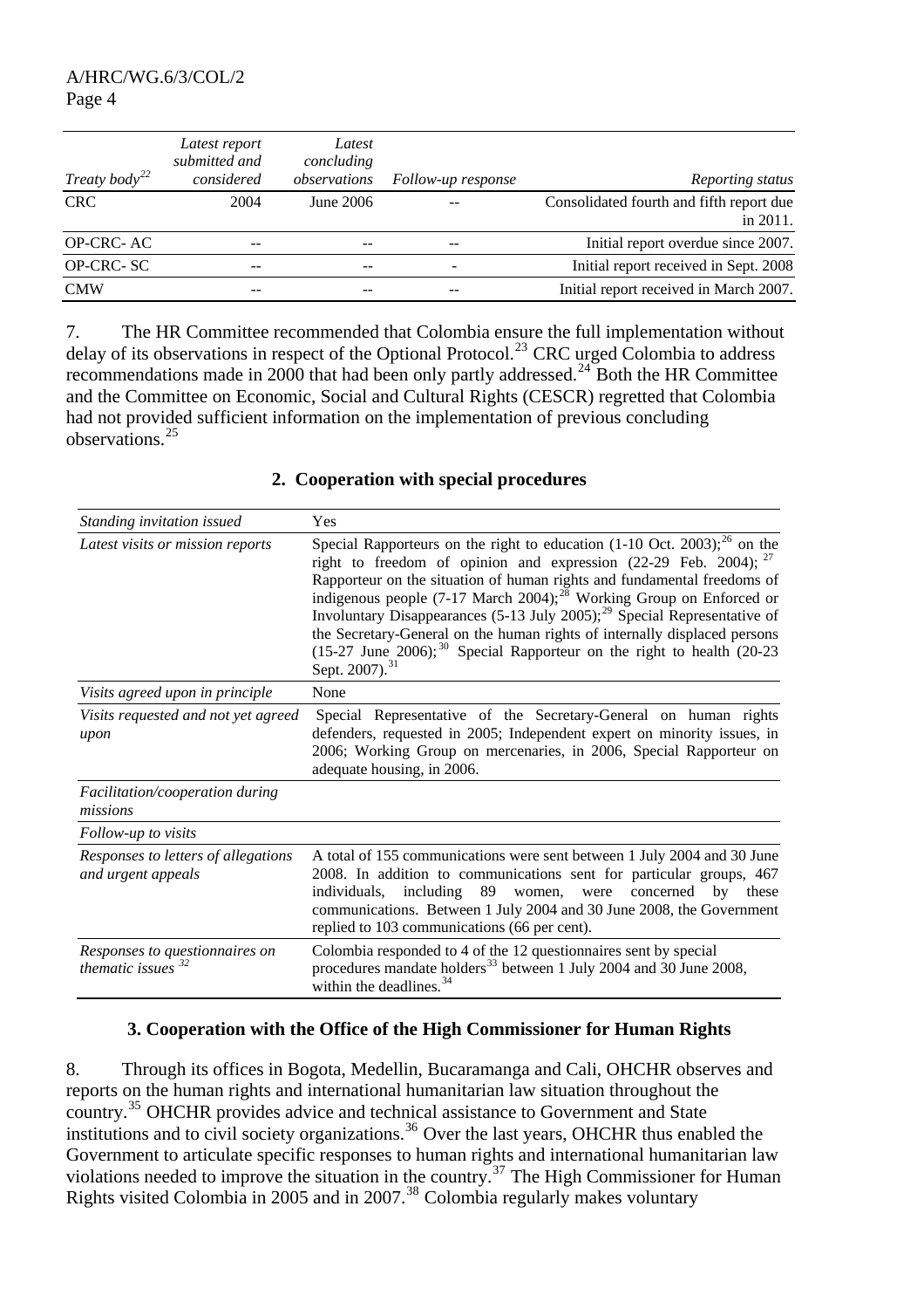| *Treaty body*[22] | *Latest report submitted and considered* | *Latest concluding observations* | *Follow-up response* | *Reporting status* |
|---|---|---|---|---|
| CRC | 2004 | June 2006 | -- | Consolidated fourth and fifth report due in 2011. |
| OP-CRC- AC | -- | -- | -- | Initial report overdue since 2007. |
| OP-CRC- SC | -- | -- | - | Initial report received in Sept. 2008 |
| CMW | -- | -- | -- | Initial report received in March 2007. |

7. The HR Committee recommended that Colombia ensure the full implementation without delay of its observations in respect of the Optional Protocol.[23] CRC urged Colombia to address recommendations made in 2000 that had been only partly addressed.[24] Both the HR Committee and the Committee on Economic, Social and Cultural Rights (CESCR) regretted that Colombia had not provided sufficient information on the implementation of previous concluding observations.[25]

## 2. Cooperation with special procedures

| | |
|---|---|
| *Standing invitation issued* | Yes |
| *Latest visits or mission reports* | Special Rapporteurs on the right to education (1-10 Oct. 2003);[26] on the right to freedom of opinion and expression (22-29 Feb. 2004); [27] Rapporteur on the situation of human rights and fundamental freedoms of indigenous people (7-17 March 2004);[28] Working Group on Enforced or Involuntary Disappearances (5-13 July 2005);[29] Special Representative of the Secretary-General on the human rights of internally displaced persons (15-27 June 2006);[30] Special Rapporteur on the right to health (20-23 Sept. 2007).[31] |
| *Visits agreed upon in principle* | None |
| *Visits requested and not yet agreed upon* | Special Representative of the Secretary-General on human rights defenders, requested in 2005; Independent expert on minority issues, in 2006; Working Group on mercenaries, in 2006, Special Rapporteur on adequate housing, in 2006. |
| *Facilitation/cooperation during missions* | |
| *Follow-up to visits* | |
| *Responses to letters of allegations and urgent appeals* | A total of 155 communications were sent between 1 July 2004 and 30 June 2008. In addition to communications sent for particular groups, 467 individuals, including 89 women, were concerned by these communications. Between 1 July 2004 and 30 June 2008, the Government replied to 103 communications (66 per cent). |
| *Responses to questionnaires on thematic issues* [32] | Colombia responded to 4 of the 12 questionnaires sent by special procedures mandate holders[33] between 1 July 2004 and 30 June 2008, within the deadlines.[34] |

## 3. Cooperation with the Office of the High Commissioner for Human Rights

8. Through its offices in Bogota, Medellin, Bucaramanga and Cali, OHCHR observes and reports on the human rights and international humanitarian law situation throughout the country.[35] OHCHR provides advice and technical assistance to Government and State institutions and to civil society organizations.[36] Over the last years, OHCHR thus enabled the Government to articulate specific responses to human rights and international humanitarian law violations needed to improve the situation in the country.[37] The High Commissioner for Human Rights visited Colombia in 2005 and in 2007.[38] Colombia regularly makes voluntary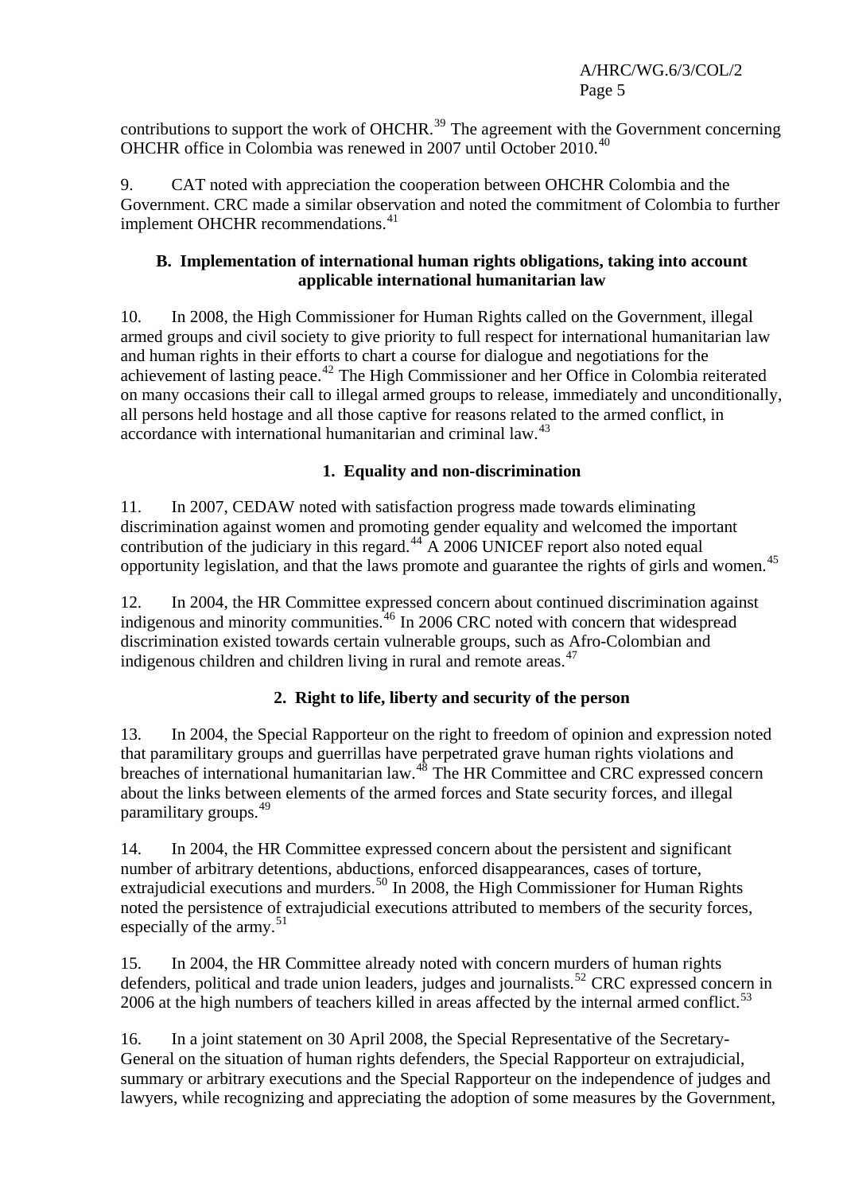contributions to support the work of OHCHR.[39] The agreement with the Government concerning OHCHR office in Colombia was renewed in 2007 until October 2010.[40]

9. CAT noted with appreciation the cooperation between OHCHR Colombia and the Government. CRC made a similar observation and noted the commitment of Colombia to further implement OHCHR recommendations.[41]

### B. Implementation of international human rights obligations, taking into account applicable international humanitarian law

10. In 2008, the High Commissioner for Human Rights called on the Government, illegal armed groups and civil society to give priority to full respect for international humanitarian law and human rights in their efforts to chart a course for dialogue and negotiations for the achievement of lasting peace.[42] The High Commissioner and her Office in Colombia reiterated on many occasions their call to illegal armed groups to release, immediately and unconditionally, all persons held hostage and all those captive for reasons related to the armed conflict, in accordance with international humanitarian and criminal law.[43]

#### 1. Equality and non-discrimination

11. In 2007, CEDAW noted with satisfaction progress made towards eliminating discrimination against women and promoting gender equality and welcomed the important contribution of the judiciary in this regard.[44] A 2006 UNICEF report also noted equal opportunity legislation, and that the laws promote and guarantee the rights of girls and women.[45]

12. In 2004, the HR Committee expressed concern about continued discrimination against indigenous and minority communities.[46] In 2006 CRC noted with concern that widespread discrimination existed towards certain vulnerable groups, such as Afro-Colombian and indigenous children and children living in rural and remote areas.[47]

#### 2. Right to life, liberty and security of the person

13. In 2004, the Special Rapporteur on the right to freedom of opinion and expression noted that paramilitary groups and guerrillas have perpetrated grave human rights violations and breaches of international humanitarian law.[48] The HR Committee and CRC expressed concern about the links between elements of the armed forces and State security forces, and illegal paramilitary groups.[49]

14. In 2004, the HR Committee expressed concern about the persistent and significant number of arbitrary detentions, abductions, enforced disappearances, cases of torture, extrajudicial executions and murders.[50] In 2008, the High Commissioner for Human Rights noted the persistence of extrajudicial executions attributed to members of the security forces, especially of the army.[51]

15. In 2004, the HR Committee already noted with concern murders of human rights defenders, political and trade union leaders, judges and journalists.[52] CRC expressed concern in 2006 at the high numbers of teachers killed in areas affected by the internal armed conflict.[53]

16. In a joint statement on 30 April 2008, the Special Representative of the Secretary-General on the situation of human rights defenders, the Special Rapporteur on extrajudicial, summary or arbitrary executions and the Special Rapporteur on the independence of judges and lawyers, while recognizing and appreciating the adoption of some measures by the Government,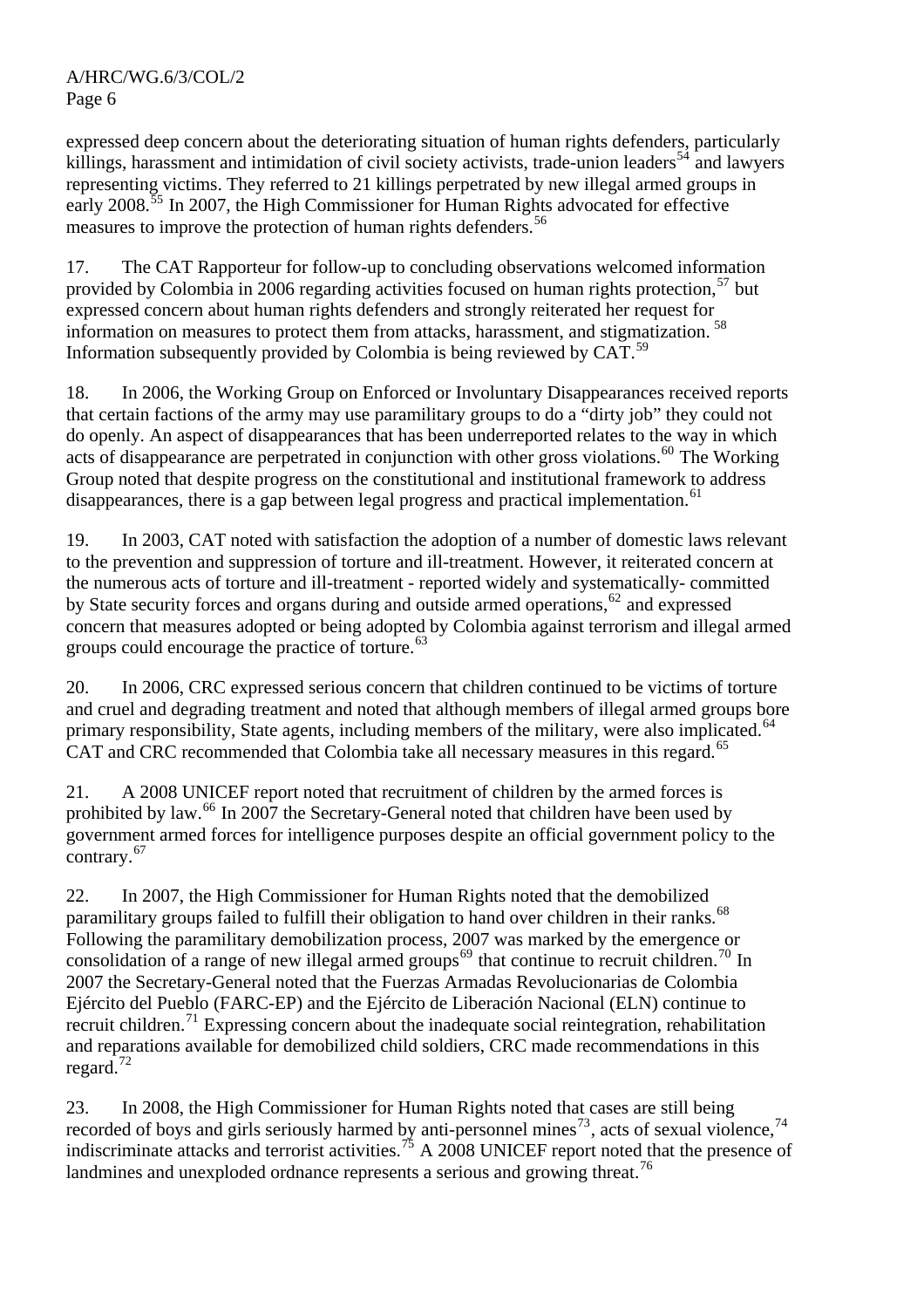expressed deep concern about the deteriorating situation of human rights defenders, particularly killings, harassment and intimidation of civil society activists, trade-union leaders[54] and lawyers representing victims. They referred to 21 killings perpetrated by new illegal armed groups in early 2008.[55] In 2007, the High Commissioner for Human Rights advocated for effective measures to improve the protection of human rights defenders.[56]

17. The CAT Rapporteur for follow-up to concluding observations welcomed information provided by Colombia in 2006 regarding activities focused on human rights protection,[57] but expressed concern about human rights defenders and strongly reiterated her request for information on measures to protect them from attacks, harassment, and stigmatization.[58] Information subsequently provided by Colombia is being reviewed by CAT.[59]

18. In 2006, the Working Group on Enforced or Involuntary Disappearances received reports that certain factions of the army may use paramilitary groups to do a "dirty job" they could not do openly. An aspect of disappearances that has been underreported relates to the way in which acts of disappearance are perpetrated in conjunction with other gross violations.[60] The Working Group noted that despite progress on the constitutional and institutional framework to address disappearances, there is a gap between legal progress and practical implementation.[61]

19. In 2003, CAT noted with satisfaction the adoption of a number of domestic laws relevant to the prevention and suppression of torture and ill-treatment. However, it reiterated concern at the numerous acts of torture and ill-treatment - reported widely and systematically- committed by State security forces and organs during and outside armed operations,[62] and expressed concern that measures adopted or being adopted by Colombia against terrorism and illegal armed groups could encourage the practice of torture.[63]

20. In 2006, CRC expressed serious concern that children continued to be victims of torture and cruel and degrading treatment and noted that although members of illegal armed groups bore primary responsibility, State agents, including members of the military, were also implicated.[64] CAT and CRC recommended that Colombia take all necessary measures in this regard.[65]

21. A 2008 UNICEF report noted that recruitment of children by the armed forces is prohibited by law.[66] In 2007 the Secretary-General noted that children have been used by government armed forces for intelligence purposes despite an official government policy to the contrary.[67]

22. In 2007, the High Commissioner for Human Rights noted that the demobilized paramilitary groups failed to fulfill their obligation to hand over children in their ranks.[68] Following the paramilitary demobilization process, 2007 was marked by the emergence or consolidation of a range of new illegal armed groups[69] that continue to recruit children.[70] In 2007 the Secretary-General noted that the Fuerzas Armadas Revolucionarias de Colombia Ejército del Pueblo (FARC-EP) and the Ejército de Liberación Nacional (ELN) continue to recruit children.[71] Expressing concern about the inadequate social reintegration, rehabilitation and reparations available for demobilized child soldiers, CRC made recommendations in this regard.[72]

23. In 2008, the High Commissioner for Human Rights noted that cases are still being recorded of boys and girls seriously harmed by anti-personnel mines[73], acts of sexual violence,[74] indiscriminate attacks and terrorist activities.[75] A 2008 UNICEF report noted that the presence of landmines and unexploded ordnance represents a serious and growing threat.[76]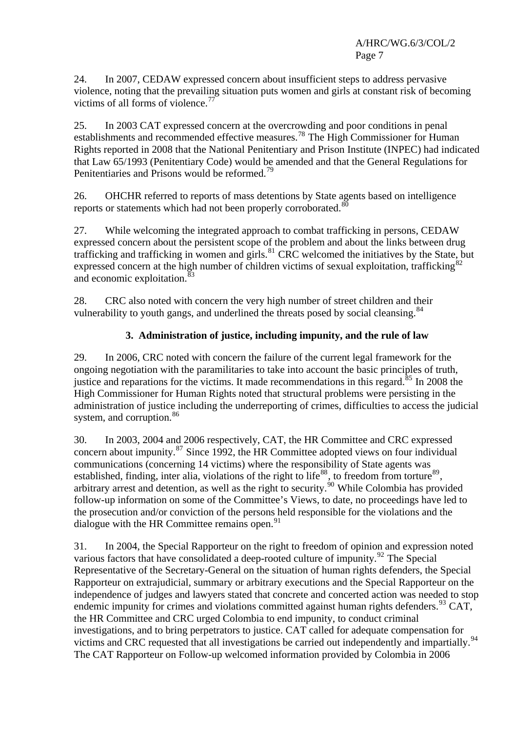24. In 2007, CEDAW expressed concern about insufficient steps to address pervasive violence, noting that the prevailing situation puts women and girls at constant risk of becoming victims of all forms of violence.[77]

25. In 2003 CAT expressed concern at the overcrowding and poor conditions in penal establishments and recommended effective measures.[78] The High Commissioner for Human Rights reported in 2008 that the National Penitentiary and Prison Institute (INPEC) had indicated that Law 65/1993 (Penitentiary Code) would be amended and that the General Regulations for Penitentiaries and Prisons would be reformed.[79]

26. OHCHR referred to reports of mass detentions by State agents based on intelligence reports or statements which had not been properly corroborated.[80]

27. While welcoming the integrated approach to combat trafficking in persons, CEDAW expressed concern about the persistent scope of the problem and about the links between drug trafficking and trafficking in women and girls.[81] CRC welcomed the initiatives by the State, but expressed concern at the high number of children victims of sexual exploitation, trafficking[82] and economic exploitation.[83]

28. CRC also noted with concern the very high number of street children and their vulnerability to youth gangs, and underlined the threats posed by social cleansing.[84]

### 3. Administration of justice, including impunity, and the rule of law

29. In 2006, CRC noted with concern the failure of the current legal framework for the ongoing negotiation with the paramilitaries to take into account the basic principles of truth, justice and reparations for the victims. It made recommendations in this regard.[85] In 2008 the High Commissioner for Human Rights noted that structural problems were persisting in the administration of justice including the underreporting of crimes, difficulties to access the judicial system, and corruption.[86]

30. In 2003, 2004 and 2006 respectively, CAT, the HR Committee and CRC expressed concern about impunity.[87] Since 1992, the HR Committee adopted views on four individual communications (concerning 14 victims) where the responsibility of State agents was established, finding, inter alia, violations of the right to life[88], to freedom from torture[89], arbitrary arrest and detention, as well as the right to security.[90] While Colombia has provided follow-up information on some of the Committee's Views, to date, no proceedings have led to the prosecution and/or conviction of the persons held responsible for the violations and the dialogue with the HR Committee remains open.[91]

31. In 2004, the Special Rapporteur on the right to freedom of opinion and expression noted various factors that have consolidated a deep-rooted culture of impunity.[92] The Special Representative of the Secretary-General on the situation of human rights defenders, the Special Rapporteur on extrajudicial, summary or arbitrary executions and the Special Rapporteur on the independence of judges and lawyers stated that concrete and concerted action was needed to stop endemic impunity for crimes and violations committed against human rights defenders.[93] CAT, the HR Committee and CRC urged Colombia to end impunity, to conduct criminal investigations, and to bring perpetrators to justice. CAT called for adequate compensation for victims and CRC requested that all investigations be carried out independently and impartially.[94] The CAT Rapporteur on Follow-up welcomed information provided by Colombia in 2006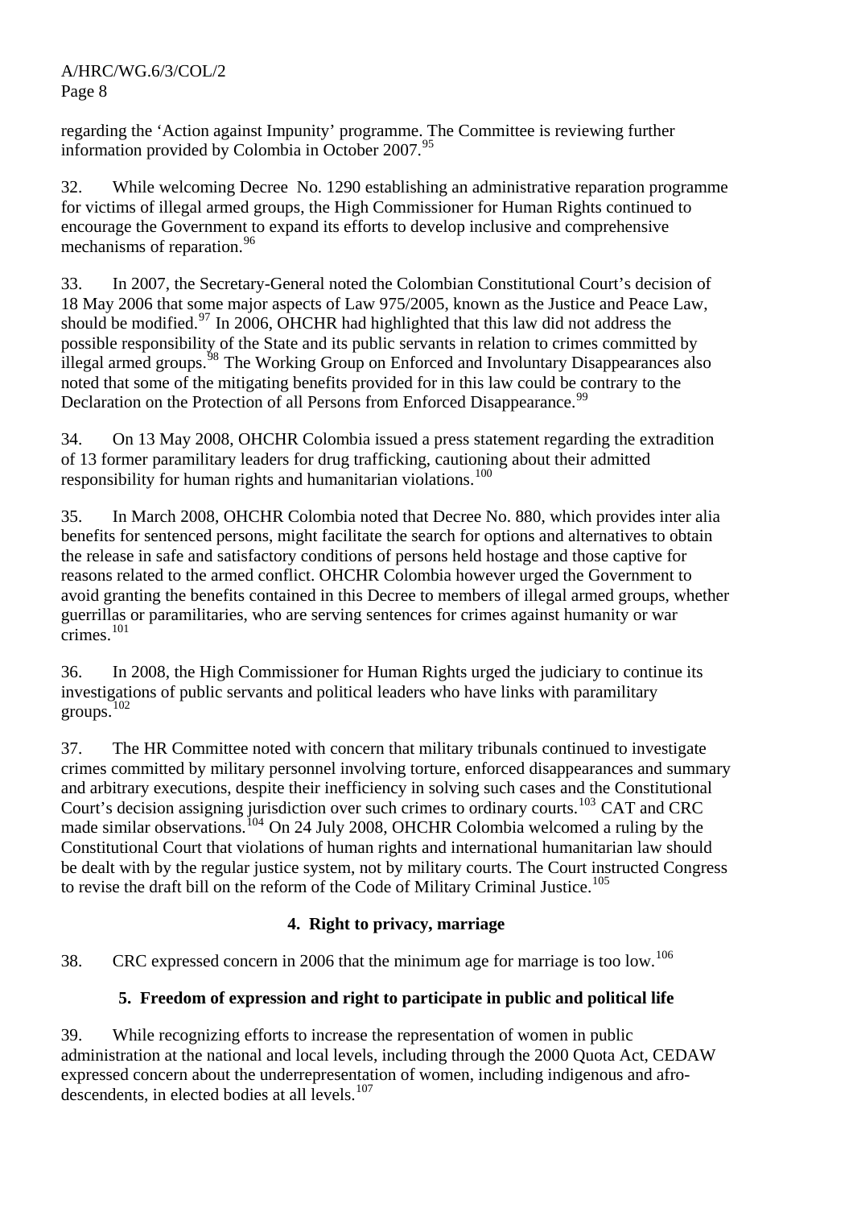regarding the 'Action against Impunity' programme. The Committee is reviewing further information provided by Colombia in October 2007.[95]

32. While welcoming Decree No. 1290 establishing an administrative reparation programme for victims of illegal armed groups, the High Commissioner for Human Rights continued to encourage the Government to expand its efforts to develop inclusive and comprehensive mechanisms of reparation.[96]

33. In 2007, the Secretary-General noted the Colombian Constitutional Court's decision of 18 May 2006 that some major aspects of Law 975/2005, known as the Justice and Peace Law, should be modified.[97] In 2006, OHCHR had highlighted that this law did not address the possible responsibility of the State and its public servants in relation to crimes committed by illegal armed groups.[98] The Working Group on Enforced and Involuntary Disappearances also noted that some of the mitigating benefits provided for in this law could be contrary to the Declaration on the Protection of all Persons from Enforced Disappearance.[99]

34. On 13 May 2008, OHCHR Colombia issued a press statement regarding the extradition of 13 former paramilitary leaders for drug trafficking, cautioning about their admitted responsibility for human rights and humanitarian violations.[100]

35. In March 2008, OHCHR Colombia noted that Decree No. 880, which provides inter alia benefits for sentenced persons, might facilitate the search for options and alternatives to obtain the release in safe and satisfactory conditions of persons held hostage and those captive for reasons related to the armed conflict. OHCHR Colombia however urged the Government to avoid granting the benefits contained in this Decree to members of illegal armed groups, whether guerrillas or paramilitaries, who are serving sentences for crimes against humanity or war crimes.[101]

36. In 2008, the High Commissioner for Human Rights urged the judiciary to continue its investigations of public servants and political leaders who have links with paramilitary groups.[102]

37. The HR Committee noted with concern that military tribunals continued to investigate crimes committed by military personnel involving torture, enforced disappearances and summary and arbitrary executions, despite their inefficiency in solving such cases and the Constitutional Court's decision assigning jurisdiction over such crimes to ordinary courts.[103] CAT and CRC made similar observations.[104] On 24 July 2008, OHCHR Colombia welcomed a ruling by the Constitutional Court that violations of human rights and international humanitarian law should be dealt with by the regular justice system, not by military courts. The Court instructed Congress to revise the draft bill on the reform of the Code of Military Criminal Justice.[105]

### 4. Right to privacy, marriage

38. CRC expressed concern in 2006 that the minimum age for marriage is too low.[106]

### 5. Freedom of expression and right to participate in public and political life

39. While recognizing efforts to increase the representation of women in public administration at the national and local levels, including through the 2000 Quota Act, CEDAW expressed concern about the underrepresentation of women, including indigenous and afro-descendents, in elected bodies at all levels.[107]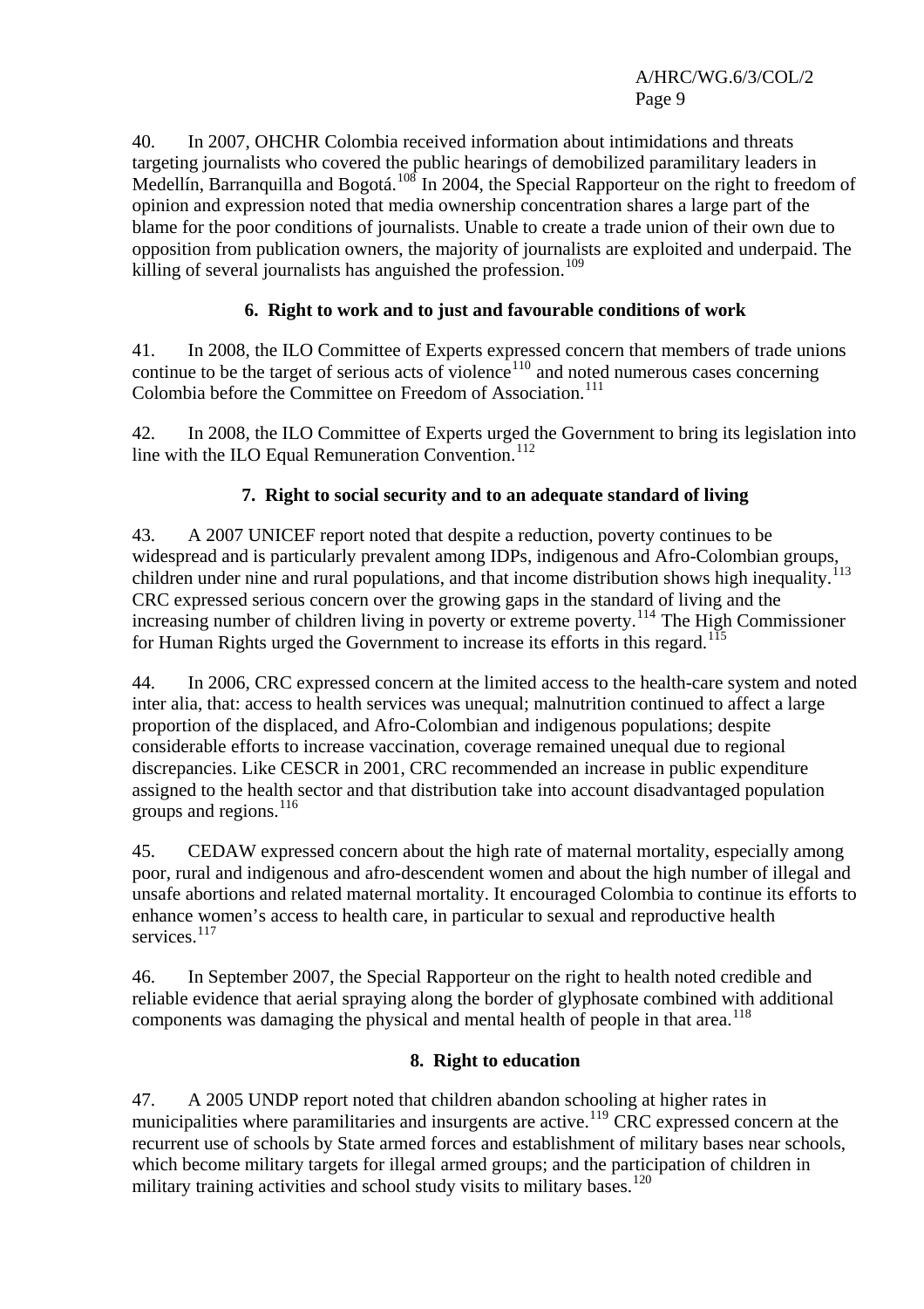40. In 2007, OHCHR Colombia received information about intimidations and threats targeting journalists who covered the public hearings of demobilized paramilitary leaders in Medellín, Barranquilla and Bogotá.[108] In 2004, the Special Rapporteur on the right to freedom of opinion and expression noted that media ownership concentration shares a large part of the blame for the poor conditions of journalists. Unable to create a trade union of their own due to opposition from publication owners, the majority of journalists are exploited and underpaid. The killing of several journalists has anguished the profession.[109]

### 6. Right to work and to just and favourable conditions of work

41. In 2008, the ILO Committee of Experts expressed concern that members of trade unions continue to be the target of serious acts of violence[110] and noted numerous cases concerning Colombia before the Committee on Freedom of Association.[111]

42. In 2008, the ILO Committee of Experts urged the Government to bring its legislation into line with the ILO Equal Remuneration Convention.[112]

### 7. Right to social security and to an adequate standard of living

43. A 2007 UNICEF report noted that despite a reduction, poverty continues to be widespread and is particularly prevalent among IDPs, indigenous and Afro-Colombian groups, children under nine and rural populations, and that income distribution shows high inequality.[113] CRC expressed serious concern over the growing gaps in the standard of living and the increasing number of children living in poverty or extreme poverty.[114] The High Commissioner for Human Rights urged the Government to increase its efforts in this regard.[115]

44. In 2006, CRC expressed concern at the limited access to the health-care system and noted inter alia, that: access to health services was unequal; malnutrition continued to affect a large proportion of the displaced, and Afro-Colombian and indigenous populations; despite considerable efforts to increase vaccination, coverage remained unequal due to regional discrepancies. Like CESCR in 2001, CRC recommended an increase in public expenditure assigned to the health sector and that distribution take into account disadvantaged population groups and regions.[116]

45. CEDAW expressed concern about the high rate of maternal mortality, especially among poor, rural and indigenous and afro-descendent women and about the high number of illegal and unsafe abortions and related maternal mortality. It encouraged Colombia to continue its efforts to enhance women's access to health care, in particular to sexual and reproductive health services.[117]

46. In September 2007, the Special Rapporteur on the right to health noted credible and reliable evidence that aerial spraying along the border of glyphosate combined with additional components was damaging the physical and mental health of people in that area.[118]

### 8. Right to education

47. A 2005 UNDP report noted that children abandon schooling at higher rates in municipalities where paramilitaries and insurgents are active.[119] CRC expressed concern at the recurrent use of schools by State armed forces and establishment of military bases near schools, which become military targets for illegal armed groups; and the participation of children in military training activities and school study visits to military bases.[120]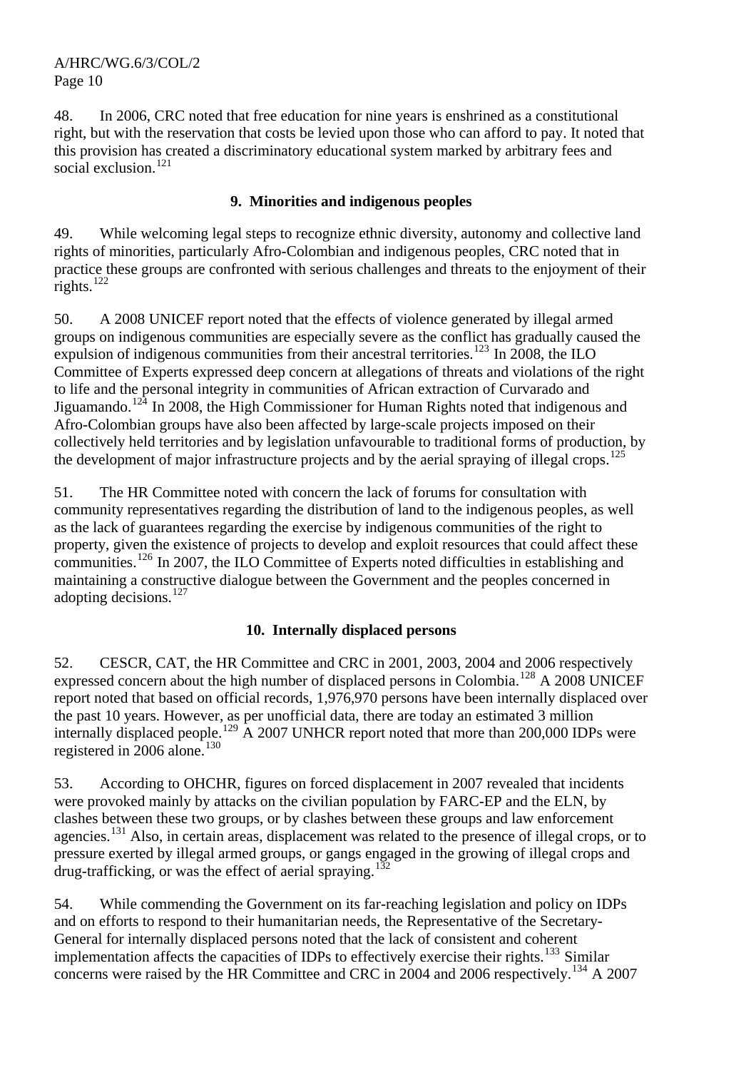48. In 2006, CRC noted that free education for nine years is enshrined as a constitutional right, but with the reservation that costs be levied upon those who can afford to pay. It noted that this provision has created a discriminatory educational system marked by arbitrary fees and social exclusion.[121]

## 9. Minorities and indigenous peoples

49. While welcoming legal steps to recognize ethnic diversity, autonomy and collective land rights of minorities, particularly Afro-Colombian and indigenous peoples, CRC noted that in practice these groups are confronted with serious challenges and threats to the enjoyment of their rights.[122]

50. A 2008 UNICEF report noted that the effects of violence generated by illegal armed groups on indigenous communities are especially severe as the conflict has gradually caused the expulsion of indigenous communities from their ancestral territories.[123] In 2008, the ILO Committee of Experts expressed deep concern at allegations of threats and violations of the right to life and the personal integrity in communities of African extraction of Curvarado and Jiguamando.[124] In 2008, the High Commissioner for Human Rights noted that indigenous and Afro-Colombian groups have also been affected by large-scale projects imposed on their collectively held territories and by legislation unfavourable to traditional forms of production, by the development of major infrastructure projects and by the aerial spraying of illegal crops.[125]

51. The HR Committee noted with concern the lack of forums for consultation with community representatives regarding the distribution of land to the indigenous peoples, as well as the lack of guarantees regarding the exercise by indigenous communities of the right to property, given the existence of projects to develop and exploit resources that could affect these communities.[126] In 2007, the ILO Committee of Experts noted difficulties in establishing and maintaining a constructive dialogue between the Government and the peoples concerned in adopting decisions.[127]

## 10. Internally displaced persons

52. CESCR, CAT, the HR Committee and CRC in 2001, 2003, 2004 and 2006 respectively expressed concern about the high number of displaced persons in Colombia.[128] A 2008 UNICEF report noted that based on official records, 1,976,970 persons have been internally displaced over the past 10 years. However, as per unofficial data, there are today an estimated 3 million internally displaced people.[129] A 2007 UNHCR report noted that more than 200,000 IDPs were registered in 2006 alone.[130]

53. According to OHCHR, figures on forced displacement in 2007 revealed that incidents were provoked mainly by attacks on the civilian population by FARC-EP and the ELN, by clashes between these two groups, or by clashes between these groups and law enforcement agencies.[131] Also, in certain areas, displacement was related to the presence of illegal crops, or to pressure exerted by illegal armed groups, or gangs engaged in the growing of illegal crops and drug-trafficking, or was the effect of aerial spraying.[132]

54. While commending the Government on its far-reaching legislation and policy on IDPs and on efforts to respond to their humanitarian needs, the Representative of the Secretary-General for internally displaced persons noted that the lack of consistent and coherent implementation affects the capacities of IDPs to effectively exercise their rights.[133] Similar concerns were raised by the HR Committee and CRC in 2004 and 2006 respectively.[134] A 2007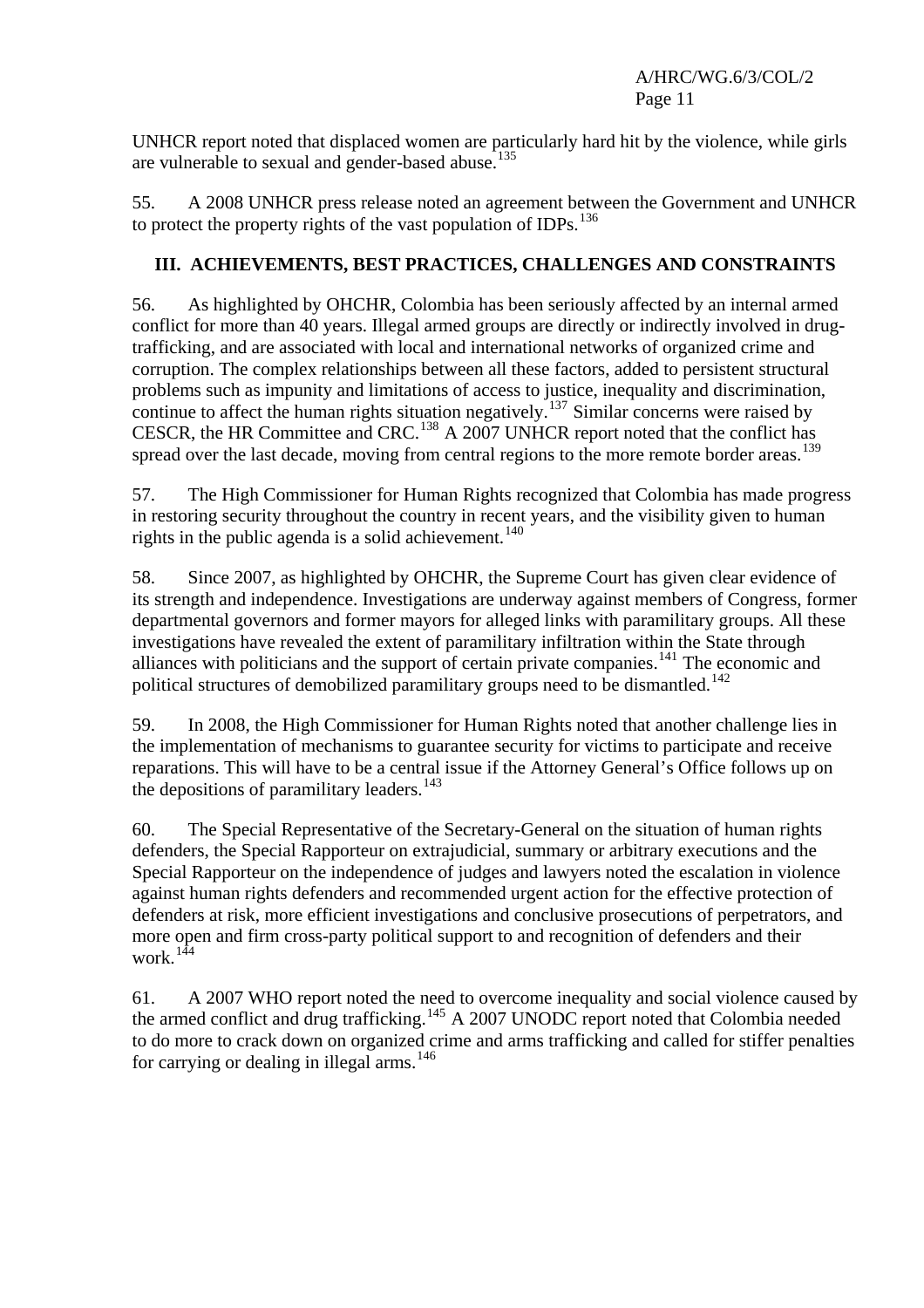UNHCR report noted that displaced women are particularly hard hit by the violence, while girls are vulnerable to sexual and gender-based abuse.[135]

55. A 2008 UNHCR press release noted an agreement between the Government and UNHCR to protect the property rights of the vast population of IDPs.[136]

## III. ACHIEVEMENTS, BEST PRACTICES, CHALLENGES AND CONSTRAINTS

56. As highlighted by OHCHR, Colombia has been seriously affected by an internal armed conflict for more than 40 years. Illegal armed groups are directly or indirectly involved in drug-trafficking, and are associated with local and international networks of organized crime and corruption. The complex relationships between all these factors, added to persistent structural problems such as impunity and limitations of access to justice, inequality and discrimination, continue to affect the human rights situation negatively.[137] Similar concerns were raised by CESCR, the HR Committee and CRC.[138] A 2007 UNHCR report noted that the conflict has spread over the last decade, moving from central regions to the more remote border areas.[139]

57. The High Commissioner for Human Rights recognized that Colombia has made progress in restoring security throughout the country in recent years, and the visibility given to human rights in the public agenda is a solid achievement.[140]

58. Since 2007, as highlighted by OHCHR, the Supreme Court has given clear evidence of its strength and independence. Investigations are underway against members of Congress, former departmental governors and former mayors for alleged links with paramilitary groups. All these investigations have revealed the extent of paramilitary infiltration within the State through alliances with politicians and the support of certain private companies.[141] The economic and political structures of demobilized paramilitary groups need to be dismantled.[142]

59. In 2008, the High Commissioner for Human Rights noted that another challenge lies in the implementation of mechanisms to guarantee security for victims to participate and receive reparations. This will have to be a central issue if the Attorney General's Office follows up on the depositions of paramilitary leaders.[143]

60. The Special Representative of the Secretary-General on the situation of human rights defenders, the Special Rapporteur on extrajudicial, summary or arbitrary executions and the Special Rapporteur on the independence of judges and lawyers noted the escalation in violence against human rights defenders and recommended urgent action for the effective protection of defenders at risk, more efficient investigations and conclusive prosecutions of perpetrators, and more open and firm cross-party political support to and recognition of defenders and their work.[144]

61. A 2007 WHO report noted the need to overcome inequality and social violence caused by the armed conflict and drug trafficking.[145] A 2007 UNODC report noted that Colombia needed to do more to crack down on organized crime and arms trafficking and called for stiffer penalties for carrying or dealing in illegal arms.[146]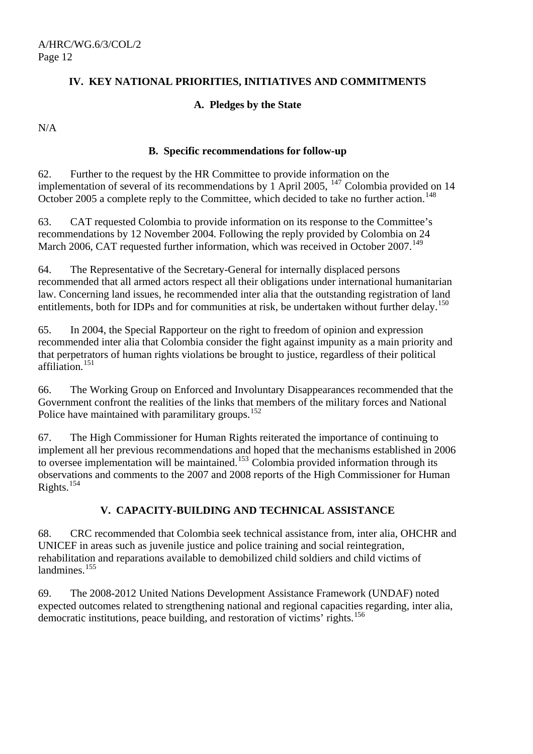## IV. KEY NATIONAL PRIORITIES, INITIATIVES AND COMMITMENTS

### A. Pledges by the State

N/A

### B. Specific recommendations for follow-up

62. Further to the request by the HR Committee to provide information on the implementation of several of its recommendations by 1 April 2005, [147] Colombia provided on 14 October 2005 a complete reply to the Committee, which decided to take no further action.[148]

63. CAT requested Colombia to provide information on its response to the Committee's recommendations by 12 November 2004. Following the reply provided by Colombia on 24 March 2006, CAT requested further information, which was received in October 2007.[149]

64. The Representative of the Secretary-General for internally displaced persons recommended that all armed actors respect all their obligations under international humanitarian law. Concerning land issues, he recommended inter alia that the outstanding registration of land entitlements, both for IDPs and for communities at risk, be undertaken without further delay.[150]

65. In 2004, the Special Rapporteur on the right to freedom of opinion and expression recommended inter alia that Colombia consider the fight against impunity as a main priority and that perpetrators of human rights violations be brought to justice, regardless of their political affiliation.[151]

66. The Working Group on Enforced and Involuntary Disappearances recommended that the Government confront the realities of the links that members of the military forces and National Police have maintained with paramilitary groups.[152]

67. The High Commissioner for Human Rights reiterated the importance of continuing to implement all her previous recommendations and hoped that the mechanisms established in 2006 to oversee implementation will be maintained.[153] Colombia provided information through its observations and comments to the 2007 and 2008 reports of the High Commissioner for Human Rights.[154]

## V. CAPACITY-BUILDING AND TECHNICAL ASSISTANCE

68. CRC recommended that Colombia seek technical assistance from, inter alia, OHCHR and UNICEF in areas such as juvenile justice and police training and social reintegration, rehabilitation and reparations available to demobilized child soldiers and child victims of landmines.[155]

69. The 2008-2012 United Nations Development Assistance Framework (UNDAF) noted expected outcomes related to strengthening national and regional capacities regarding, inter alia, democratic institutions, peace building, and restoration of victims' rights.[156]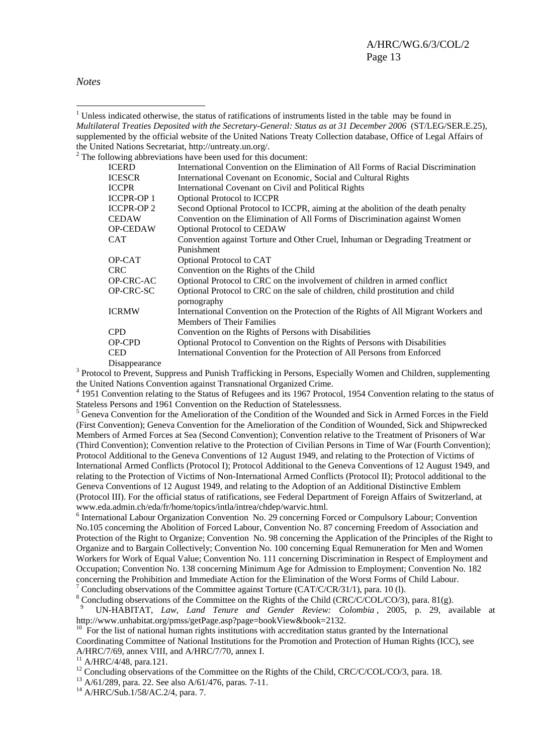*Notes*

[1] Unless indicated otherwise, the status of ratifications of instruments listed in the table may be found in *Multilateral Treaties Deposited with the Secretary-General: Status as at 31 December 2006* (ST/LEG/SER.E.25), supplemented by the official website of the United Nations Treaty Collection database, Office of Legal Affairs of the United Nations Secretariat, http://untreaty.un.org/.

[2] The following abbreviations have been used for this document:

| | |
|---|---|
| ICERD | International Convention on the Elimination of All Forms of Racial Discrimination |
| ICESCR | International Covenant on Economic, Social and Cultural Rights |
| ICCPR | International Covenant on Civil and Political Rights |
| ICCPR-OP 1 | Optional Protocol to ICCPR |
| ICCPR-OP 2 | Second Optional Protocol to ICCPR, aiming at the abolition of the death penalty |
| CEDAW | Convention on the Elimination of All Forms of Discrimination against Women |
| OP-CEDAW | Optional Protocol to CEDAW |
| CAT | Convention against Torture and Other Cruel, Inhuman or Degrading Treatment or Punishment |
| OP-CAT | Optional Protocol to CAT |
| CRC | Convention on the Rights of the Child |
| OP-CRC-AC | Optional Protocol to CRC on the involvement of children in armed conflict |
| OP-CRC-SC | Optional Protocol to CRC on the sale of children, child prostitution and child pornography |
| ICRMW | International Convention on the Protection of the Rights of All Migrant Workers and Members of Their Families |
| CPD | Convention on the Rights of Persons with Disabilities |
| OP-CPD | Optional Protocol to Convention on the Rights of Persons with Disabilities |
| CED | International Convention for the Protection of All Persons from Enforced Disappearance |

[3] Protocol to Prevent, Suppress and Punish Trafficking in Persons, Especially Women and Children, supplementing the United Nations Convention against Transnational Organized Crime.

[4] 1951 Convention relating to the Status of Refugees and its 1967 Protocol, 1954 Convention relating to the status of Stateless Persons and 1961 Convention on the Reduction of Statelessness.

[5] Geneva Convention for the Amelioration of the Condition of the Wounded and Sick in Armed Forces in the Field (First Convention); Geneva Convention for the Amelioration of the Condition of Wounded, Sick and Shipwrecked Members of Armed Forces at Sea (Second Convention); Convention relative to the Treatment of Prisoners of War (Third Convention); Convention relative to the Protection of Civilian Persons in Time of War (Fourth Convention); Protocol Additional to the Geneva Conventions of 12 August 1949, and relating to the Protection of Victims of International Armed Conflicts (Protocol I); Protocol Additional to the Geneva Conventions of 12 August 1949, and relating to the Protection of Victims of Non-International Armed Conflicts (Protocol II); Protocol additional to the Geneva Conventions of 12 August 1949, and relating to the Adoption of an Additional Distinctive Emblem (Protocol III). For the official status of ratifications, see Federal Department of Foreign Affairs of Switzerland, at www.eda.admin.ch/eda/fr/home/topics/intla/intrea/chdep/warvic.html.

[6] International Labour Organization Convention No. 29 concerning Forced or Compulsory Labour; Convention No.105 concerning the Abolition of Forced Labour, Convention No. 87 concerning Freedom of Association and Protection of the Right to Organize; Convention No. 98 concerning the Application of the Principles of the Right to Organize and to Bargain Collectively; Convention No. 100 concerning Equal Remuneration for Men and Women Workers for Work of Equal Value; Convention No. 111 concerning Discrimination in Respect of Employment and Occupation; Convention No. 138 concerning Minimum Age for Admission to Employment; Convention No. 182 concerning the Prohibition and Immediate Action for the Elimination of the Worst Forms of Child Labour.

[7] Concluding observations of the Committee against Torture (CAT/C/CR/31/1), para. 10 (l).

[8] Concluding observations of the Committee on the Rights of the Child (CRC/C/COL/CO/3), para. 81(g).

[9] UN-HABITAT, *Law, Land Tenure and Gender Review: Colombia*, 2005, p. 29, available at http://www.unhabitat.org/pmss/getPage.asp?page=bookView&book=2132.

[10] For the list of national human rights institutions with accreditation status granted by the International Coordinating Committee of National Institutions for the Promotion and Protection of Human Rights (ICC), see A/HRC/7/69, annex VIII, and A/HRC/7/70, annex I.

[11] A/HRC/4/48, para.121.

[12] Concluding observations of the Committee on the Rights of the Child, CRC/C/COL/CO/3, para. 18.

[13] A/61/289, para. 22. See also A/61/476, paras. 7-11.

[14] A/HRC/Sub.1/58/AC.2/4, para. 7.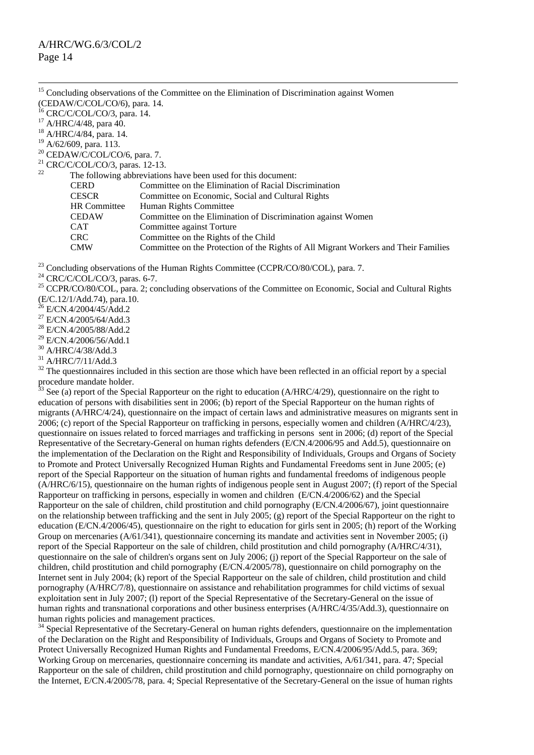[15] Concluding observations of the Committee on the Elimination of Discrimination against Women (CEDAW/C/COL/CO/6), para. 14.

[16] CRC/C/COL/CO/3, para. 14.

[17] A/HRC/4/48, para 40.

[18] A/HRC/4/84, para. 14.

[19] A/62/609, para. 113.

[20] CEDAW/C/COL/CO/6, para. 7.

[21] CRC/C/COL/CO/3, paras. 12-13.

[22] The following abbreviations have been used for this document:

| | |
|---|---|
| CERD | Committee on the Elimination of Racial Discrimination |
| CESCR | Committee on Economic, Social and Cultural Rights |
| HR Committee | Human Rights Committee |
| CEDAW | Committee on the Elimination of Discrimination against Women |
| CAT | Committee against Torture |
| CRC | Committee on the Rights of the Child |
| CMW | Committee on the Protection of the Rights of All Migrant Workers and Their Families |

[23] Concluding observations of the Human Rights Committee (CCPR/CO/80/COL), para. 7.

[24] CRC/C/COL/CO/3, paras. 6-7.

[25] CCPR/CO/80/COL, para. 2; concluding observations of the Committee on Economic, Social and Cultural Rights (E/C.12/1/Add.74), para.10.

[26] E/CN.4/2004/45/Add.2

[27] E/CN.4/2005/64/Add.3

[28] E/CN.4/2005/88/Add.2

[29] E/CN.4/2006/56/Add.1

[30] A/HRC/4/38/Add.3

[31] A/HRC/7/11/Add.3

[32] The questionnaires included in this section are those which have been reflected in an official report by a special procedure mandate holder.

[33] See (a) report of the Special Rapporteur on the right to education (A/HRC/4/29), questionnaire on the right to education of persons with disabilities sent in 2006; (b) report of the Special Rapporteur on the human rights of migrants (A/HRC/4/24), questionnaire on the impact of certain laws and administrative measures on migrants sent in 2006; (c) report of the Special Rapporteur on trafficking in persons, especially women and children (A/HRC/4/23), questionnaire on issues related to forced marriages and trafficking in persons sent in 2006; (d) report of the Special Representative of the Secretary-General on human rights defenders (E/CN.4/2006/95 and Add.5), questionnaire on the implementation of the Declaration on the Right and Responsibility of Individuals, Groups and Organs of Society to Promote and Protect Universally Recognized Human Rights and Fundamental Freedoms sent in June 2005; (e) report of the Special Rapporteur on the situation of human rights and fundamental freedoms of indigenous people (A/HRC/6/15), questionnaire on the human rights of indigenous people sent in August 2007; (f) report of the Special Rapporteur on trafficking in persons, especially in women and children (E/CN.4/2006/62) and the Special Rapporteur on the sale of children, child prostitution and child pornography (E/CN.4/2006/67), joint questionnaire on the relationship between trafficking and the sent in July 2005; (g) report of the Special Rapporteur on the right to education (E/CN.4/2006/45), questionnaire on the right to education for girls sent in 2005; (h) report of the Working Group on mercenaries (A/61/341), questionnaire concerning its mandate and activities sent in November 2005; (i) report of the Special Rapporteur on the sale of children, child prostitution and child pornography (A/HRC/4/31), questionnaire on the sale of children's organs sent on July 2006; (j) report of the Special Rapporteur on the sale of children, child prostitution and child pornography (E/CN.4/2005/78), questionnaire on child pornography on the Internet sent in July 2004; (k) report of the Special Rapporteur on the sale of children, child prostitution and child pornography (A/HRC/7/8), questionnaire on assistance and rehabilitation programmes for child victims of sexual exploitation sent in July 2007; (l) report of the Special Representative of the Secretary-General on the issue of human rights and transnational corporations and other business enterprises (A/HRC/4/35/Add.3), questionnaire on human rights policies and management practices.

[34] Special Representative of the Secretary-General on human rights defenders, questionnaire on the implementation of the Declaration on the Right and Responsibility of Individuals, Groups and Organs of Society to Promote and Protect Universally Recognized Human Rights and Fundamental Freedoms, E/CN.4/2006/95/Add.5, para. 369; Working Group on mercenaries, questionnaire concerning its mandate and activities, A/61/341, para. 47; Special Rapporteur on the sale of children, child prostitution and child pornography, questionnaire on child pornography on the Internet, E/CN.4/2005/78, para. 4; Special Representative of the Secretary-General on the issue of human rights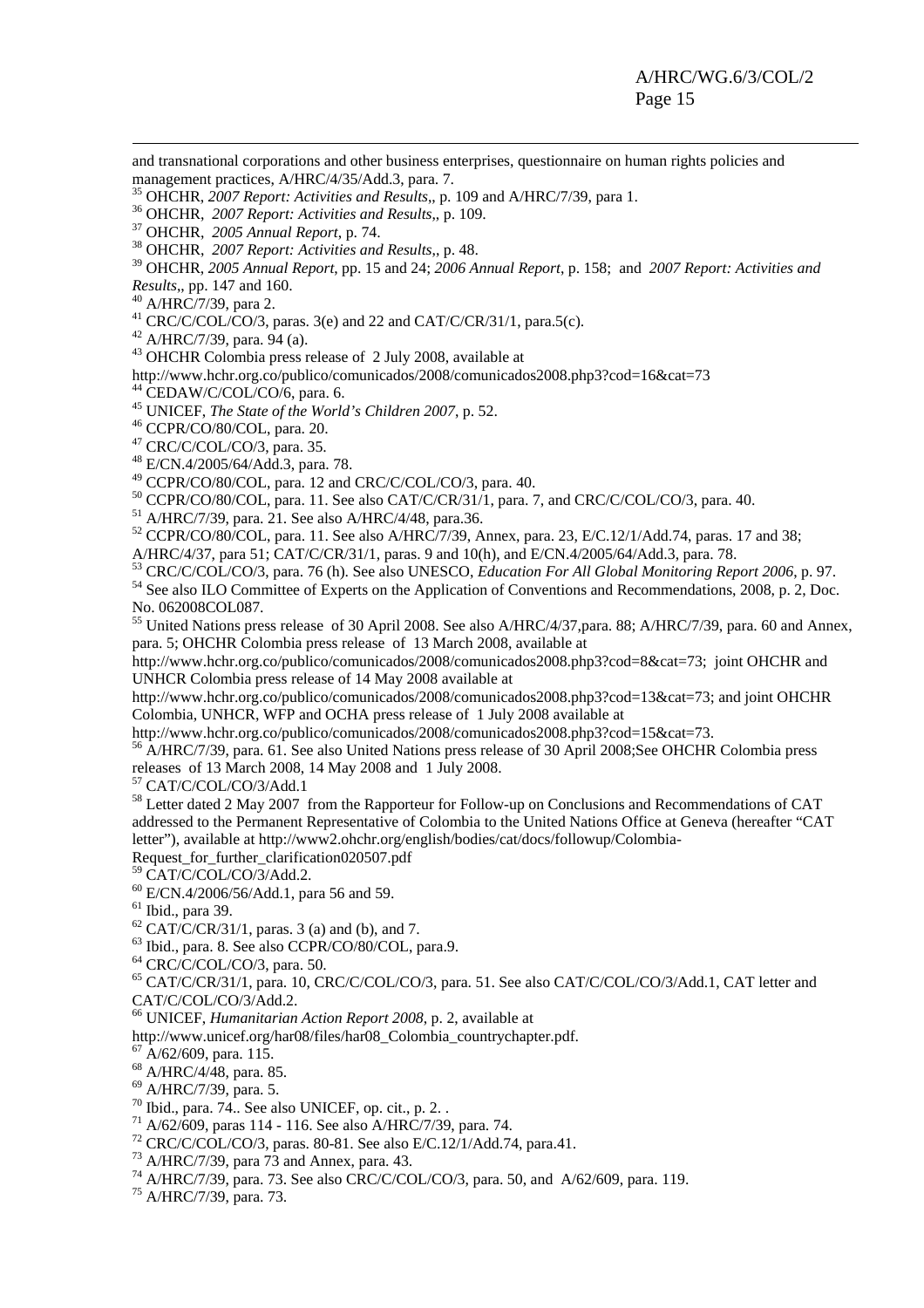and transnational corporations and other business enterprises, questionnaire on human rights policies and management practices, A/HRC/4/35/Add.3, para. 7.

[35] OHCHR, *2007 Report: Activities and Results*,, p. 109 and A/HRC/7/39, para 1.

[36] OHCHR, *2007 Report: Activities and Results*,, p. 109.

[37] OHCHR, *2005 Annual Report*, p. 74.

[38] OHCHR, *2007 Report: Activities and Results*,, p. 48.

[39] OHCHR, *2005 Annual Report*, pp. 15 and 24; *2006 Annual Report*, p. 158; and *2007 Report: Activities and Results*,, pp. 147 and 160.

[40] A/HRC/7/39, para 2.

[41] CRC/C/COL/CO/3, paras. 3(e) and 22 and CAT/C/CR/31/1, para.5(c).

[42] A/HRC/7/39, para. 94 (a).

[43] OHCHR Colombia press release of 2 July 2008, available at http://www.hchr.org.co/publico/comunicados/2008/comunicados2008.php3?cod=16&cat=73

[44] CEDAW/C/COL/CO/6, para. 6.

[45] UNICEF, *The State of the World's Children 2007*, p. 52.

[46] CCPR/CO/80/COL, para. 20.

[47] CRC/C/COL/CO/3, para. 35.

[48] E/CN.4/2005/64/Add.3, para. 78.

[49] CCPR/CO/80/COL, para. 12 and CRC/C/COL/CO/3, para. 40.

[50] CCPR/CO/80/COL, para. 11. See also CAT/C/CR/31/1, para. 7, and CRC/C/COL/CO/3, para. 40.

[51] A/HRC/7/39, para. 21. See also A/HRC/4/48, para.36.

[52] CCPR/CO/80/COL, para. 11. See also A/HRC/7/39, Annex, para. 23, E/C.12/1/Add.74, paras. 17 and 38; A/HRC/4/37, para 51; CAT/C/CR/31/1, paras. 9 and 10(h), and E/CN.4/2005/64/Add.3, para. 78.

[53] CRC/C/COL/CO/3, para. 76 (h). See also UNESCO, *Education For All Global Monitoring Report 2006*, p. 97.

[54] See also ILO Committee of Experts on the Application of Conventions and Recommendations, 2008, p. 2, Doc. No. 062008COL087.

[55] United Nations press release of 30 April 2008. See also A/HRC/4/37,para. 88; A/HRC/7/39, para. 60 and Annex, para. 5; OHCHR Colombia press release of 13 March 2008, available at http://www.hchr.org.co/publico/comunicados/2008/comunicados2008.php3?cod=8&cat=73; joint OHCHR and UNHCR Colombia press release of 14 May 2008 available at http://www.hchr.org.co/publico/comunicados/2008/comunicados2008.php3?cod=13&cat=73; and joint OHCHR Colombia, UNHCR, WFP and OCHA press release of 1 July 2008 available at http://www.hchr.org.co/publico/comunicados/2008/comunicados2008.php3?cod=15&cat=73.

[56] A/HRC/7/39, para. 61. See also United Nations press release of 30 April 2008;See OHCHR Colombia press releases of 13 March 2008, 14 May 2008 and 1 July 2008.

[57] CAT/C/COL/CO/3/Add.1

[58] Letter dated 2 May 2007 from the Rapporteur for Follow-up on Conclusions and Recommendations of CAT addressed to the Permanent Representative of Colombia to the United Nations Office at Geneva (hereafter "CAT letter"), available at http://www2.ohchr.org/english/bodies/cat/docs/followup/Colombia-Request_for_further_clarification020507.pdf

[59] CAT/C/COL/CO/3/Add.2.

[60] E/CN.4/2006/56/Add.1, para 56 and 59.

[61] Ibid., para 39.

[62] CAT/C/CR/31/1, paras. 3 (a) and (b), and 7.

[63] Ibid., para. 8. See also CCPR/CO/80/COL, para.9.

[64] CRC/C/COL/CO/3, para. 50.

[65] CAT/C/CR/31/1, para. 10, CRC/C/COL/CO/3, para. 51. See also CAT/C/COL/CO/3/Add.1, CAT letter and CAT/C/COL/CO/3/Add.2.

[66] UNICEF, *Humanitarian Action Report 2008*, p. 2, available at http://www.unicef.org/har08/files/har08_Colombia_countrychapter.pdf.

[67] A/62/609, para. 115.

[68] A/HRC/4/48, para. 85.

[69] A/HRC/7/39, para. 5.

[70] Ibid., para. 74.. See also UNICEF, op. cit., p. 2. .

[71] A/62/609, paras 114 - 116. See also A/HRC/7/39, para. 74.

[72] CRC/C/COL/CO/3, paras. 80-81. See also E/C.12/1/Add.74, para.41.

[73] A/HRC/7/39, para 73 and Annex, para. 43.

[74] A/HRC/7/39, para. 73. See also CRC/C/COL/CO/3, para. 50, and A/62/609, para. 119.

[75] A/HRC/7/39, para. 73.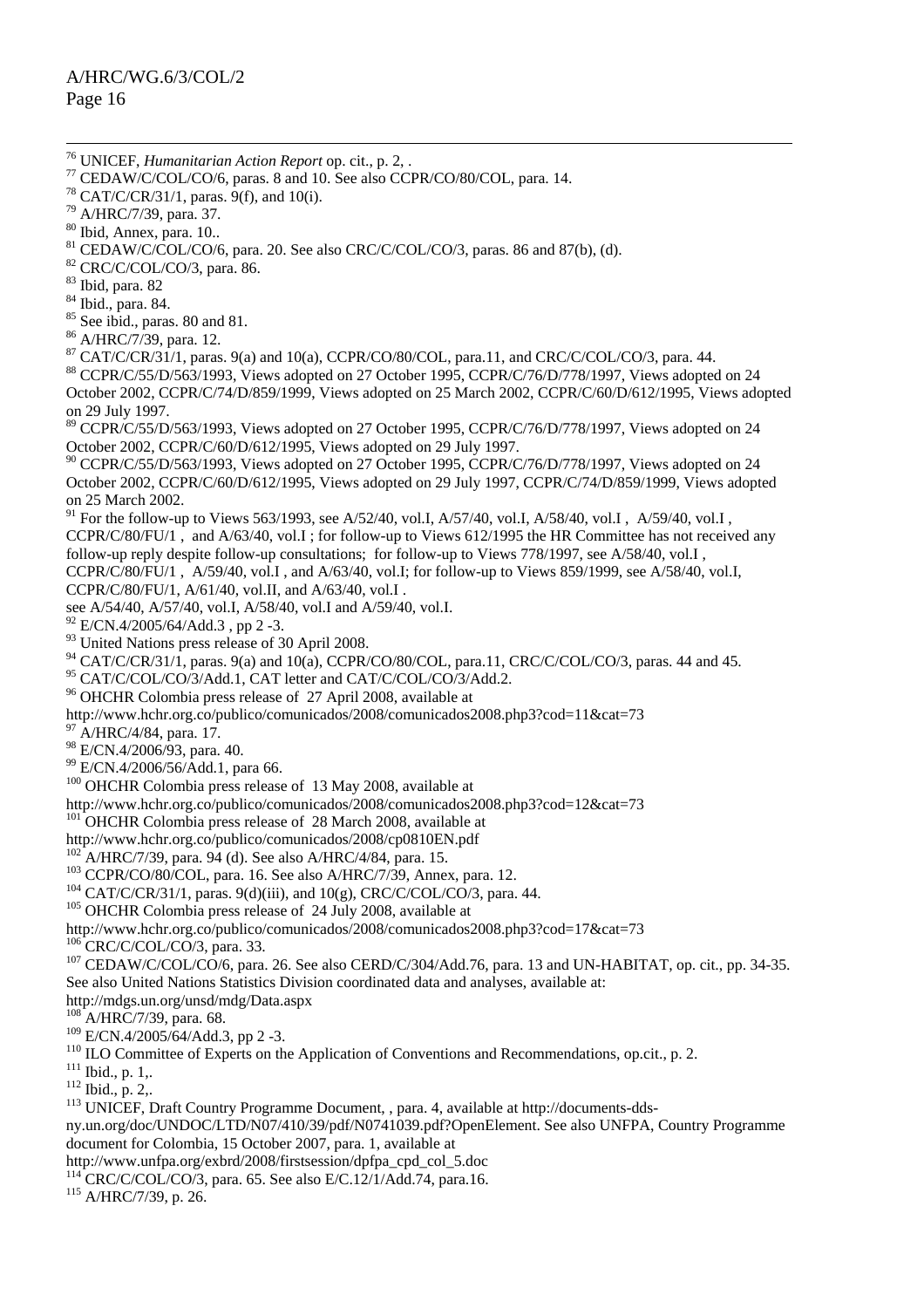[76] UNICEF, *Humanitarian Action Report* op. cit., p. 2, .

[77] CEDAW/C/COL/CO/6, paras. 8 and 10. See also CCPR/CO/80/COL, para. 14.

[78] CAT/C/CR/31/1, paras. 9(f), and 10(i).

[79] A/HRC/7/39, para. 37.

[80] Ibid, Annex, para. 10..

[81] CEDAW/C/COL/CO/6, para. 20. See also CRC/C/COL/CO/3, paras. 86 and 87(b), (d).

[82] CRC/C/COL/CO/3, para. 86.

[83] Ibid, para. 82

[84] Ibid., para. 84.

[85] See ibid., paras. 80 and 81.

[86] A/HRC/7/39, para. 12.

[87] CAT/C/CR/31/1, paras. 9(a) and 10(a), CCPR/CO/80/COL, para.11, and CRC/C/COL/CO/3, para. 44.

[88] CCPR/C/55/D/563/1993, Views adopted on 27 October 1995, CCPR/C/76/D/778/1997, Views adopted on 24 October 2002, CCPR/C/74/D/859/1999, Views adopted on 25 March 2002, CCPR/C/60/D/612/1995, Views adopted on 29 July 1997.

[89] CCPR/C/55/D/563/1993, Views adopted on 27 October 1995, CCPR/C/76/D/778/1997, Views adopted on 24 October 2002, CCPR/C/60/D/612/1995, Views adopted on 29 July 1997.

[90] CCPR/C/55/D/563/1993, Views adopted on 27 October 1995, CCPR/C/76/D/778/1997, Views adopted on 24 October 2002, CCPR/C/60/D/612/1995, Views adopted on 29 July 1997, CCPR/C/74/D/859/1999, Views adopted on 25 March 2002.

[91] For the follow-up to Views 563/1993, see A/52/40, vol.I, A/57/40, vol.I, A/58/40, vol.I , A/59/40, vol.I , CCPR/C/80/FU/1 , and A/63/40, vol.I ; for follow-up to Views 612/1995 the HR Committee has not received any follow-up reply despite follow-up consultations; for follow-up to Views 778/1997, see A/58/40, vol.I , CCPR/C/80/FU/1 , A/59/40, vol.I , and A/63/40, vol.I; for follow-up to Views 859/1999, see A/58/40, vol.I, CCPR/C/80/FU/1, A/61/40, vol.II, and A/63/40, vol.I .
see A/54/40, A/57/40, vol.I, A/58/40, vol.I and A/59/40, vol.I.

[92] E/CN.4/2005/64/Add.3 , pp 2 -3.

[93] United Nations press release of 30 April 2008.

[94] CAT/C/CR/31/1, paras. 9(a) and 10(a), CCPR/CO/80/COL, para.11, CRC/C/COL/CO/3, paras. 44 and 45.

[95] CAT/C/COL/CO/3/Add.1, CAT letter and CAT/C/COL/CO/3/Add.2.

[96] OHCHR Colombia press release of 27 April 2008, available at http://www.hchr.org.co/publico/comunicados/2008/comunicados2008.php3?cod=11&cat=73

[97] A/HRC/4/84, para. 17.

[98] E/CN.4/2006/93, para. 40.

[99] E/CN.4/2006/56/Add.1, para 66.

[100] OHCHR Colombia press release of 13 May 2008, available at http://www.hchr.org.co/publico/comunicados/2008/comunicados2008.php3?cod=12&cat=73

[101] OHCHR Colombia press release of 28 March 2008, available at http://www.hchr.org.co/publico/comunicados/2008/cp0810EN.pdf

[102] A/HRC/7/39, para. 94 (d). See also A/HRC/4/84, para. 15.

[103] CCPR/CO/80/COL, para. 16. See also A/HRC/7/39, Annex, para. 12.

[104] CAT/C/CR/31/1, paras. 9(d)(iii), and 10(g), CRC/C/COL/CO/3, para. 44.

[105] OHCHR Colombia press release of 24 July 2008, available at http://www.hchr.org.co/publico/comunicados/2008/comunicados2008.php3?cod=17&cat=73

[106] CRC/C/COL/CO/3, para. 33.

[107] CEDAW/C/COL/CO/6, para. 26. See also CERD/C/304/Add.76, para. 13 and UN-HABITAT, op. cit., pp. 34-35. See also United Nations Statistics Division coordinated data and analyses, available at: http://mdgs.un.org/unsd/mdg/Data.aspx

[108] A/HRC/7/39, para. 68.

[109] E/CN.4/2005/64/Add.3, pp 2 -3.

[110] ILO Committee of Experts on the Application of Conventions and Recommendations, op.cit., p. 2.

[111] Ibid., p. 1,.

[112] Ibid., p. 2,.

[113] UNICEF, Draft Country Programme Document, , para. 4, available at http://documents-dds-ny.un.org/doc/UNDOC/LTD/N07/410/39/pdf/N0741039.pdf?OpenElement. See also UNFPA, Country Programme document for Colombia, 15 October 2007, para. 1, available at http://www.unfpa.org/exbrd/2008/firstsession/dpfpa_cpd_col_5.doc

[114] CRC/C/COL/CO/3, para. 65. See also E/C.12/1/Add.74, para.16.

[115] A/HRC/7/39, p. 26.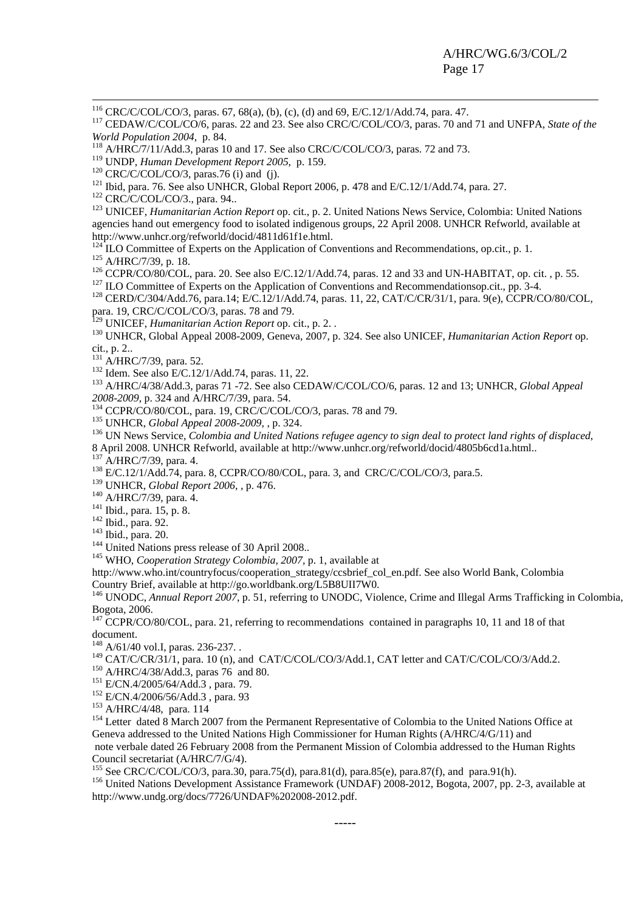[116] CRC/C/COL/CO/3, paras. 67, 68(a), (b), (c), (d) and 69, E/C.12/1/Add.74, para. 47.

[117] CEDAW/C/COL/CO/6, paras. 22 and 23. See also CRC/C/COL/CO/3, paras. 70 and 71 and UNFPA, *State of the World Population 2004*, p. 84.

[118] A/HRC/7/11/Add.3, paras 10 and 17. See also CRC/C/COL/CO/3, paras. 72 and 73.

[119] UNDP, *Human Development Report 2005*, p. 159.

[120] CRC/C/COL/CO/3, paras.76 (i) and (j).

[121] Ibid, para. 76. See also UNHCR, Global Report 2006, p. 478 and E/C.12/1/Add.74, para. 27.

[122] CRC/C/COL/CO/3., para. 94..

[123] UNICEF, *Humanitarian Action Report* op. cit., p. 2. United Nations News Service, Colombia: United Nations agencies hand out emergency food to isolated indigenous groups, 22 April 2008. UNHCR Refworld, available at http://www.unhcr.org/refworld/docid/4811d61f1e.html.

[124] ILO Committee of Experts on the Application of Conventions and Recommendations, op.cit., p. 1.

[125] A/HRC/7/39, p. 18.

[126] CCPR/CO/80/COL, para. 20. See also E/C.12/1/Add.74, paras. 12 and 33 and UN-HABITAT, op. cit. , p. 55.

[127] ILO Committee of Experts on the Application of Conventions and Recommendationsop.cit., pp. 3-4.

[128] CERD/C/304/Add.76, para.14; E/C.12/1/Add.74, paras. 11, 22, CAT/C/CR/31/1, para. 9(e), CCPR/CO/80/COL, para. 19, CRC/C/COL/CO/3, paras. 78 and 79.

[129] UNICEF, *Humanitarian Action Report* op. cit., p. 2. .

[130] UNHCR, Global Appeal 2008-2009, Geneva, 2007, p. 324. See also UNICEF, *Humanitarian Action Report* op. cit., p. 2..

[131] A/HRC/7/39, para. 52.

[132] Idem. See also E/C.12/1/Add.74, paras. 11, 22.

[133] A/HRC/4/38/Add.3, paras 71 -72. See also CEDAW/C/COL/CO/6, paras. 12 and 13; UNHCR, *Global Appeal 2008-2009*, p. 324 and A/HRC/7/39, para. 54.

[134] CCPR/CO/80/COL, para. 19, CRC/C/COL/CO/3, paras. 78 and 79.

[135] UNHCR, *Global Appeal 2008-2009*, , p. 324.

[136] UN News Service, *Colombia and United Nations refugee agency to sign deal to protect land rights of displaced*, 8 April 2008. UNHCR Refworld, available at http://www.unhcr.org/refworld/docid/4805b6cd1a.html..

[137] A/HRC/7/39, para. 4.

[138] E/C.12/1/Add.74, para. 8, CCPR/CO/80/COL, para. 3, and CRC/C/COL/CO/3, para.5.

[139] UNHCR, *Global Report 2006*, , p. 476.

[140] A/HRC/7/39, para. 4.

[141] Ibid., para. 15, p. 8.

[142] Ibid., para. 92.

[143] Ibid., para. 20.

[144] United Nations press release of 30 April 2008..

[145] WHO, *Cooperation Strategy Colombia, 2007*, p. 1, available at http://www.who.int/countryfocus/cooperation_strategy/ccsbrief_col_en.pdf. See also World Bank, Colombia Country Brief, available at http://go.worldbank.org/L5B8UII7W0.

[146] UNODC, *Annual Report 2007*, p. 51, referring to UNODC, Violence, Crime and Illegal Arms Trafficking in Colombia, Bogota, 2006.

[147] CCPR/CO/80/COL, para. 21, referring to recommendations contained in paragraphs 10, 11 and 18 of that document.

[148] A/61/40 vol.I, paras. 236-237. .

[149] CAT/C/CR/31/1, para. 10 (n), and CAT/C/COL/CO/3/Add.1, CAT letter and CAT/C/COL/CO/3/Add.2.

[150] A/HRC/4/38/Add.3, paras 76 and 80.

[151] E/CN.4/2005/64/Add.3 , para. 79.

[152] E/CN.4/2006/56/Add.3 , para. 93

[153] A/HRC/4/48, para. 114

[154] Letter dated 8 March 2007 from the Permanent Representative of Colombia to the United Nations Office at Geneva addressed to the United Nations High Commissioner for Human Rights (A/HRC/4/G/11) and note verbale dated 26 February 2008 from the Permanent Mission of Colombia addressed to the Human Rights Council secretariat (A/HRC/7/G/4).

[155] See CRC/C/COL/CO/3, para.30, para.75(d), para.81(d), para.85(e), para.87(f), and para.91(h).

[156] United Nations Development Assistance Framework (UNDAF) 2008-2012, Bogota, 2007, pp. 2-3, available at http://www.undg.org/docs/7726/UNDAF%202008-2012.pdf.

-----